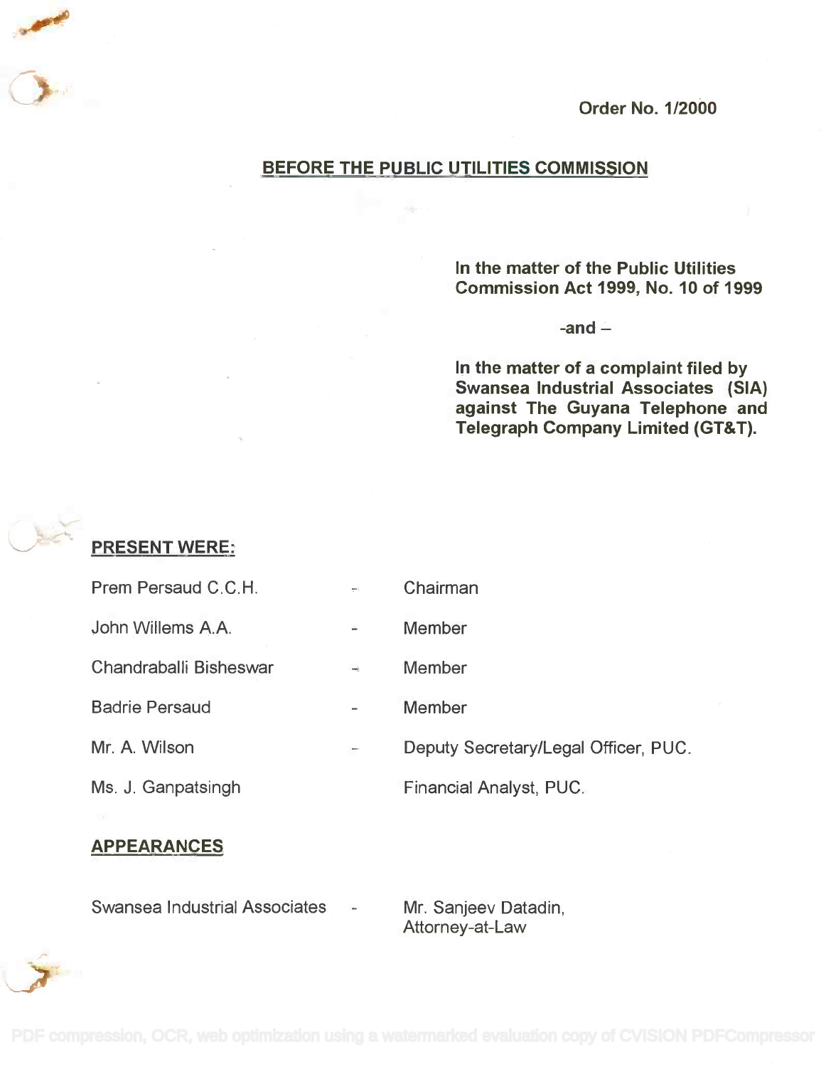Order No. 1/2000

**BEFORE THE PUBLIC UTILITIES COMMISSION**

**In the matter of the Public Utilities Commission Act 1999, No. 10 of 1999**

**-and –**

**In the matter of a complaint filed by Swansea Industrial Associates (SIA) against The Guyana Telephone and Telegraph Company Limited (GT&T).**

**PRESENT WERE:**

| | | |
|---|---|---|
| Prem Persaud C.C.H. | - | Chairman |
| John Willems A.A. | - | Member |
| Chandraballi Bisheswar | - | Member |
| Badrie Persaud | - | Member |
| Mr. A. Wilson | - | Deputy Secretary/Legal Officer, PUC. |
| Ms. J. Ganpatsingh | | Financial Analyst, PUC. |

**APPEARANCES**

| | | |
|---|---|---|
| Swansea Industrial Associates | - | Mr. Sanjeev Datadin, Attorney-at-Law |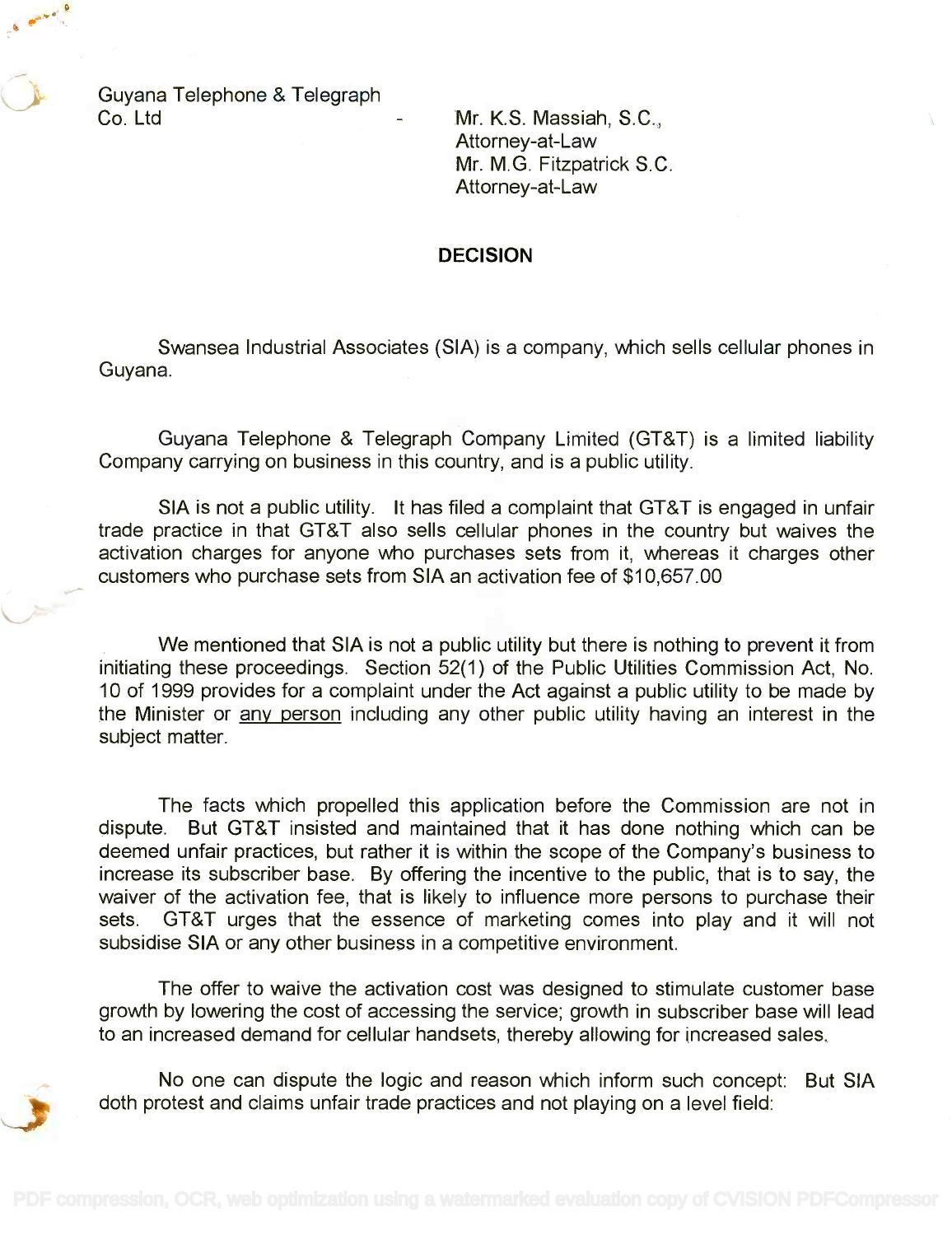Guyana Telephone & Telegraph Co. Ltd - Mr. K.S. Massiah, S.C., Attorney-at-Law
Mr. M.G. Fitzpatrick S.C. Attorney-at-Law

## DECISION

Swansea Industrial Associates (SIA) is a company, which sells cellular phones in Guyana.

Guyana Telephone & Telegraph Company Limited (GT&T) is a limited liability Company carrying on business in this country, and is a public utility.

SIA is not a public utility. It has filed a complaint that GT&T is engaged in unfair trade practice in that GT&T also sells cellular phones in the country but waives the activation charges for anyone who purchases sets from it, whereas it charges other customers who purchase sets from SIA an activation fee of $10,657.00

We mentioned that SIA is not a public utility but there is nothing to prevent it from initiating these proceedings. Section 52(1) of the Public Utilities Commission Act, No. 10 of 1999 provides for a complaint under the Act against a public utility to be made by the Minister or <u>any person</u> including any other public utility having an interest in the subject matter.

The facts which propelled this application before the Commission are not in dispute. But GT&T insisted and maintained that it has done nothing which can be deemed unfair practices, but rather it is within the scope of the Company's business to increase its subscriber base. By offering the incentive to the public, that is to say, the waiver of the activation fee, that is likely to influence more persons to purchase their sets. GT&T urges that the essence of marketing comes into play and it will not subsidise SIA or any other business in a competitive environment.

The offer to waive the activation cost was designed to stimulate customer base growth by lowering the cost of accessing the service; growth in subscriber base will lead to an increased demand for cellular handsets, thereby allowing for increased sales.

No one can dispute the logic and reason which inform such concept: But SIA doth protest and claims unfair trade practices and not playing on a level field: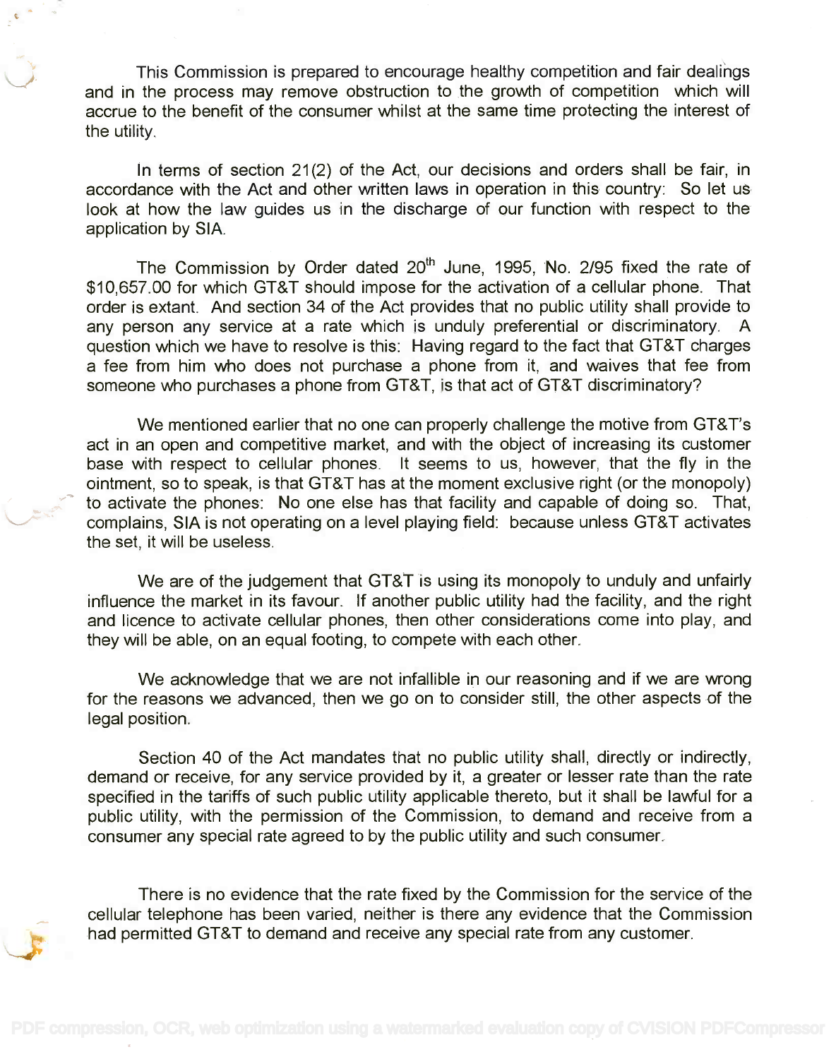This Commission is prepared to encourage healthy competition and fair dealings and in the process may remove obstruction to the growth of competition which will accrue to the benefit of the consumer whilst at the same time protecting the interest of the utility.

In terms of section 21(2) of the Act, our decisions and orders shall be fair, in accordance with the Act and other written laws in operation in this country: So let us look at how the law guides us in the discharge of our function with respect to the application by SIA.

The Commission by Order dated 20th June, 1995, No. 2/95 fixed the rate of $10,657.00 for which GT&T should impose for the activation of a cellular phone. That order is extant. And section 34 of the Act provides that no public utility shall provide to any person any service at a rate which is unduly preferential or discriminatory. A question which we have to resolve is this: Having regard to the fact that GT&T charges a fee from him who does not purchase a phone from it, and waives that fee from someone who purchases a phone from GT&T, is that act of GT&T discriminatory?

We mentioned earlier that no one can properly challenge the motive from GT&T's act in an open and competitive market, and with the object of increasing its customer base with respect to cellular phones. It seems to us, however, that the fly in the ointment, so to speak, is that GT&T has at the moment exclusive right (or the monopoly) to activate the phones: No one else has that facility and capable of doing so. That, complains, SIA is not operating on a level playing field: because unless GT&T activates the set, it will be useless.

We are of the judgement that GT&T is using its monopoly to unduly and unfairly influence the market in its favour. If another public utility had the facility, and the right and licence to activate cellular phones, then other considerations come into play, and they will be able, on an equal footing, to compete with each other.

We acknowledge that we are not infallible in our reasoning and if we are wrong for the reasons we advanced, then we go on to consider still, the other aspects of the legal position.

Section 40 of the Act mandates that no public utility shall, directly or indirectly, demand or receive, for any service provided by it, a greater or lesser rate than the rate specified in the tariffs of such public utility applicable thereto, but it shall be lawful for a public utility, with the permission of the Commission, to demand and receive from a consumer any special rate agreed to by the public utility and such consumer.

There is no evidence that the rate fixed by the Commission for the service of the cellular telephone has been varied, neither is there any evidence that the Commission had permitted GT&T to demand and receive any special rate from any customer.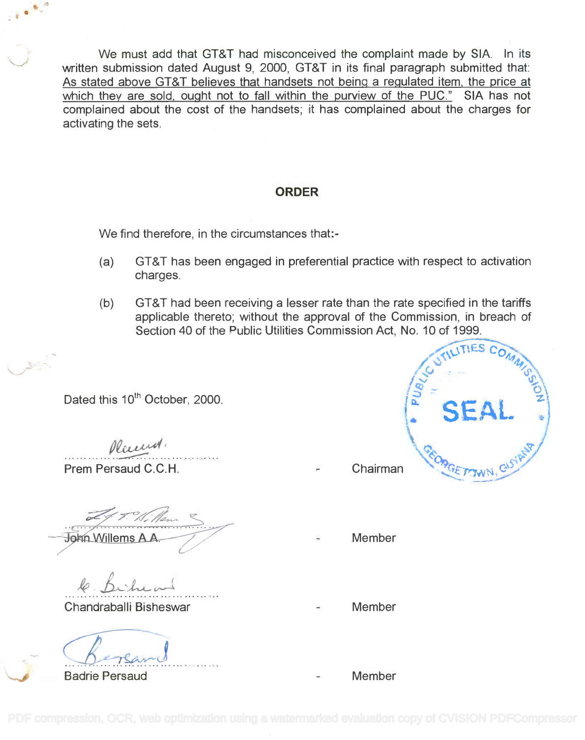We must add that GT&T had misconceived the complaint made by SIA. In its written submission dated August 9, 2000, GT&T in its final paragraph submitted that: As stated above GT&T believes that handsets not being a regulated item, the price at which they are sold, ought not to fall within the purview of the PUC." SIA has not complained about the cost of the handsets; it has complained about the charges for activating the sets.

## ORDER

We find therefore, in the circumstances that:-

(a) GT&T has been engaged in preferential practice with respect to activation charges.

(b) GT&T had been receiving a lesser rate than the rate specified in the tariffs applicable thereto; without the approval of the Commission, in breach of Section 40 of the Public Utilities Commission Act, No. 10 of 1999.

Dated this 10th October, 2000.

PUBLIC UTILITIES COMMISSION SEAL GEORGETOWN, GUYANA

Prem Persaud C.C.H. - Chairman

John Willems A.A. - Member

Chandraballi Bisheswar - Member

Badrie Persaud - Member